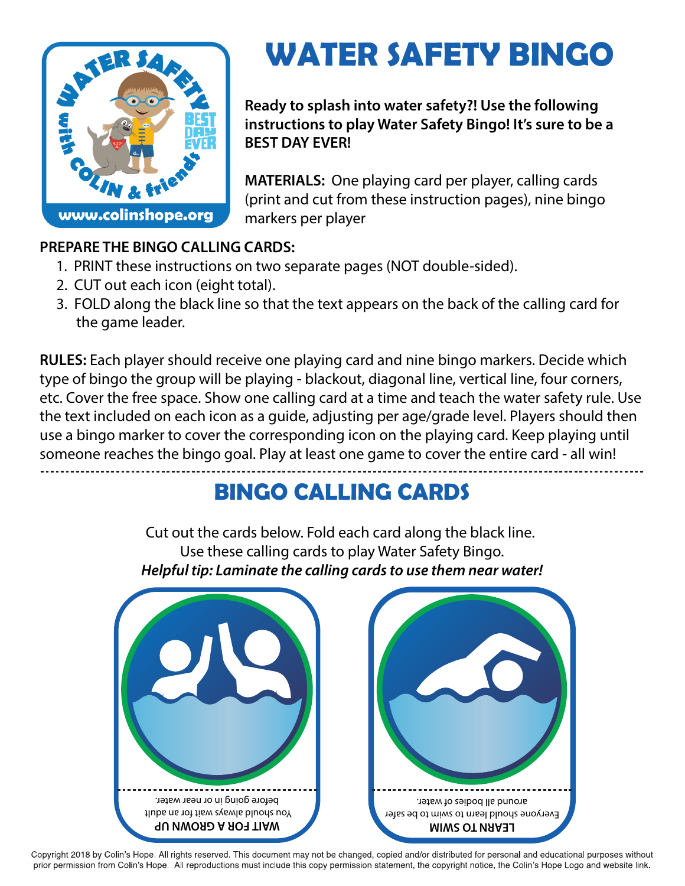# WATER SAFETY BINGO

**Ready to splash into water safety?! Use the following instructions to play Water Safety Bingo! It's sure to be a BEST DAY EVER!**

**MATERIALS:** One playing card per player, calling cards (print and cut from these instruction pages), nine bingo markers per player

**PREPARE THE BINGO CALLING CARDS:**

1. PRINT these instructions on two separate pages (NOT double-sided).
2. CUT out each icon (eight total).
3. FOLD along the black line so that the text appears on the back of the calling card for the game leader.

**RULES:** Each player should receive one playing card and nine bingo markers. Decide which type of bingo the group will be playing - blackout, diagonal line, vertical line, four corners, etc. Cover the free space. Show one calling card at a time and teach the water safety rule. Use the text included on each icon as a guide, adjusting per age/grade level. Players should then use a bingo marker to cover the corresponding icon on the playing card. Keep playing until someone reaches the bingo goal. Play at least one game to cover the entire card - all win!

## BINGO CALLING CARDS

Cut out the cards below. Fold each card along the black line.
Use these calling cards to play Water Safety Bingo.
***Helpful tip: Laminate the calling cards to use them near water!***

**WAIT FOR A GROWN UP**
You should always wait for an adult before going in or near water.

**LEARN TO SWIM**
Everyone should learn to swim to be safer around all bodies of water.

Copyright 2018 by Colin's Hope. All rights reserved. This document may not be changed, copied and/or distributed for personal and educational purposes without prior permission from Colin's Hope. All reproductions must include this copy permission statement, the copyright notice, the Colin's Hope Logo and website link.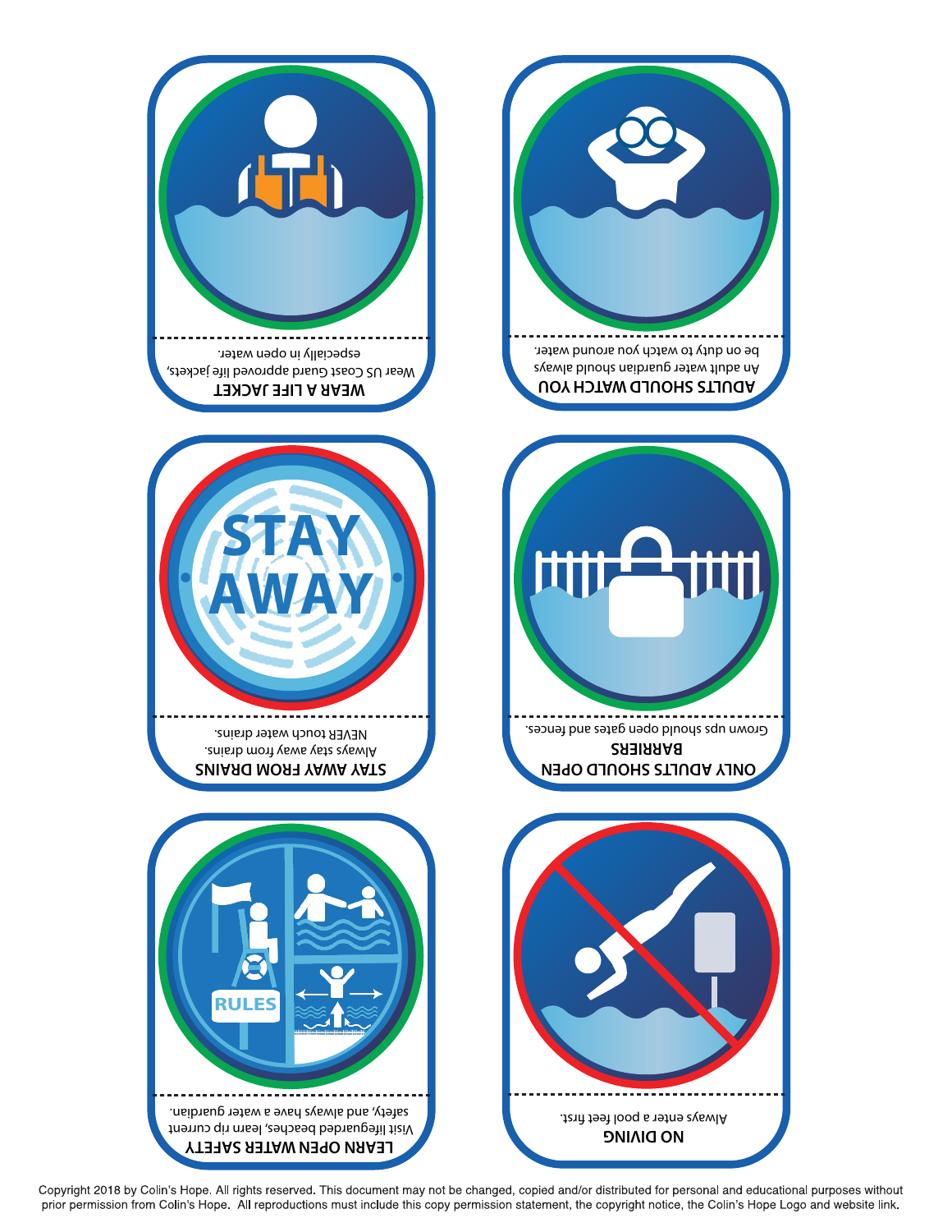**WEAR A LIFE JACKET**

Wear US Coast Guard approved life jackets, especially in open water.

**ADULTS SHOULD WATCH YOU**

An adult water guardian should always be on duty to watch you around water.

STAY AWAY

**STAY AWAY FROM DRAINS**

Always stay away from drains. NEVER touch water drains.

**ONLY ADULTS SHOULD OPEN BARRIERS**

Grown ups should open gates and fences.

RULES

**LEARN OPEN WATER SAFETY**

Visit lifeguarded beaches, learn rip current safety, and always have a water guardian.

**NO DIVING**

Always enter a pool feet first.

Copyright 2018 by Colin's Hope. All rights reserved. This document may not be changed, copied and/or distributed for personal and educational purposes without prior permission from Colin's Hope. All reproductions must include this copy permission statement, the copyright notice, the Colin's Hope Logo and website link.